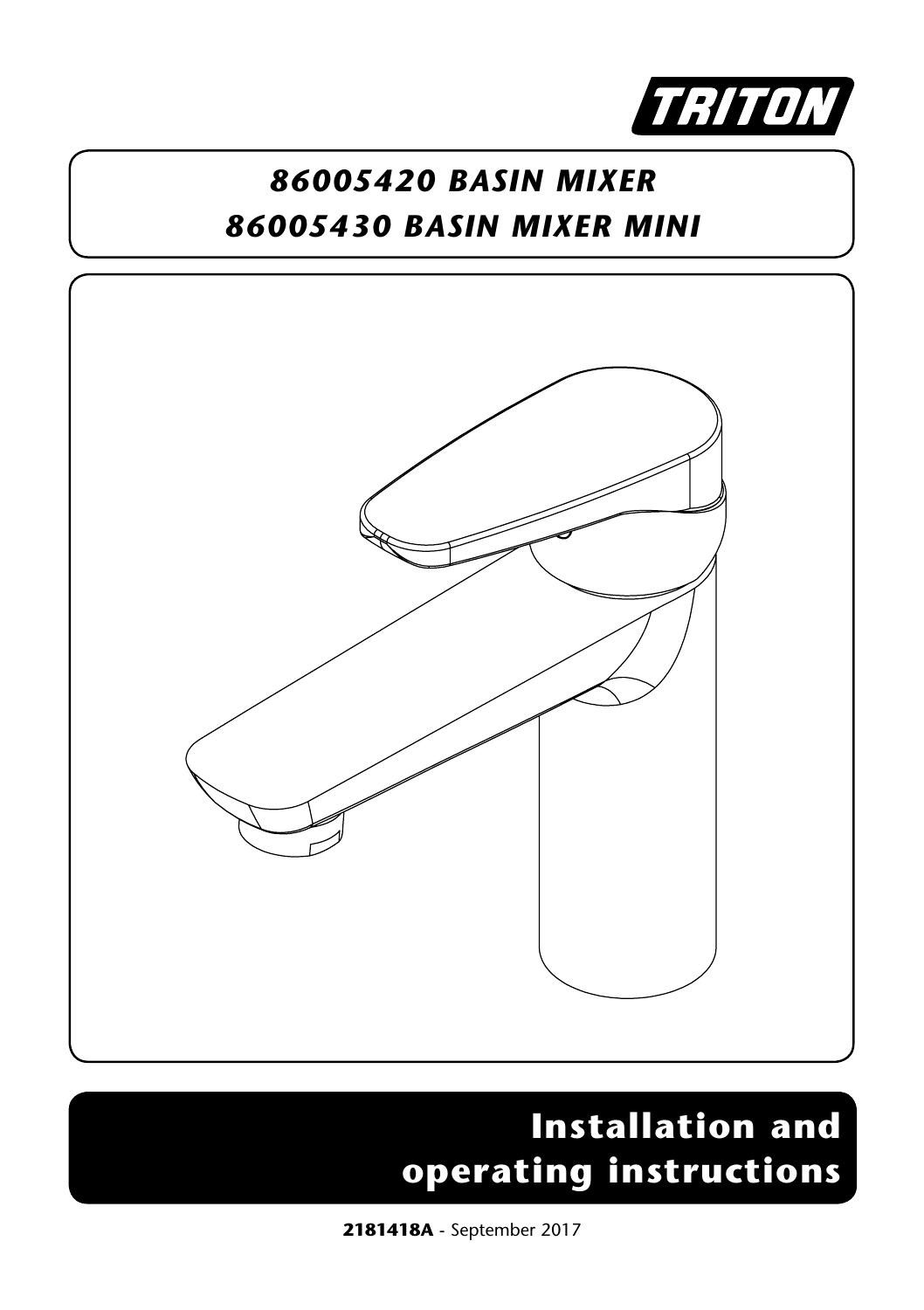TRITON

# *86005420 BASIN MIXER*
# *86005430 BASIN MIXER MINI*

## Installation and operating instructions

**2181418A** - September 2017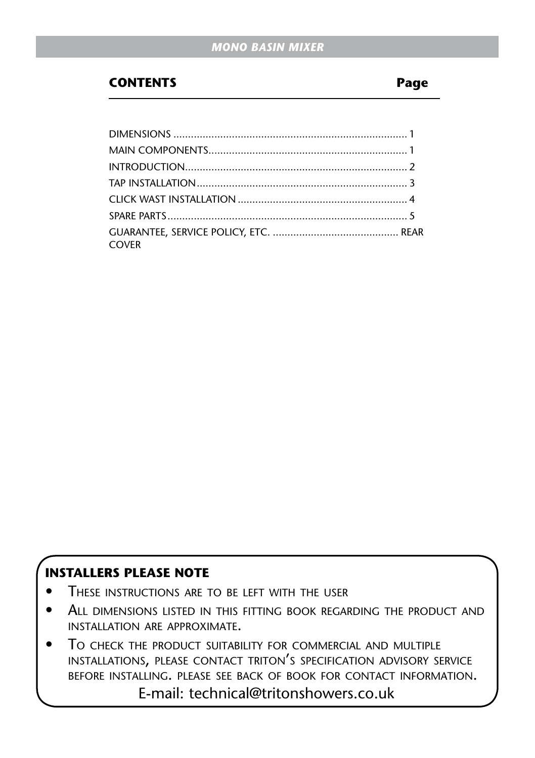## CONTENTS Page

DIMENSIONS ................................................................................ 1
MAIN COMPONENTS.................................................................... 1
INTRODUCTION............................................................................ 2
TAP INSTALLATION........................................................................ 3
CLICK WAST INSTALLATION .......................................................... 4
SPARE PARTS.................................................................................. 5
GUARANTEE, SERVICE POLICY, ETC. ........................................... REAR COVER

### INSTALLERS PLEASE NOTE

- These instructions are to be left with the user
- All dimensions listed in this fitting book regarding the product and installation are approximate.
- To check the product suitability for commercial and multiple installations, please contact Triton's specification advisory service before installing. Please see back of book for contact information.

E-mail: technical@tritonshowers.co.uk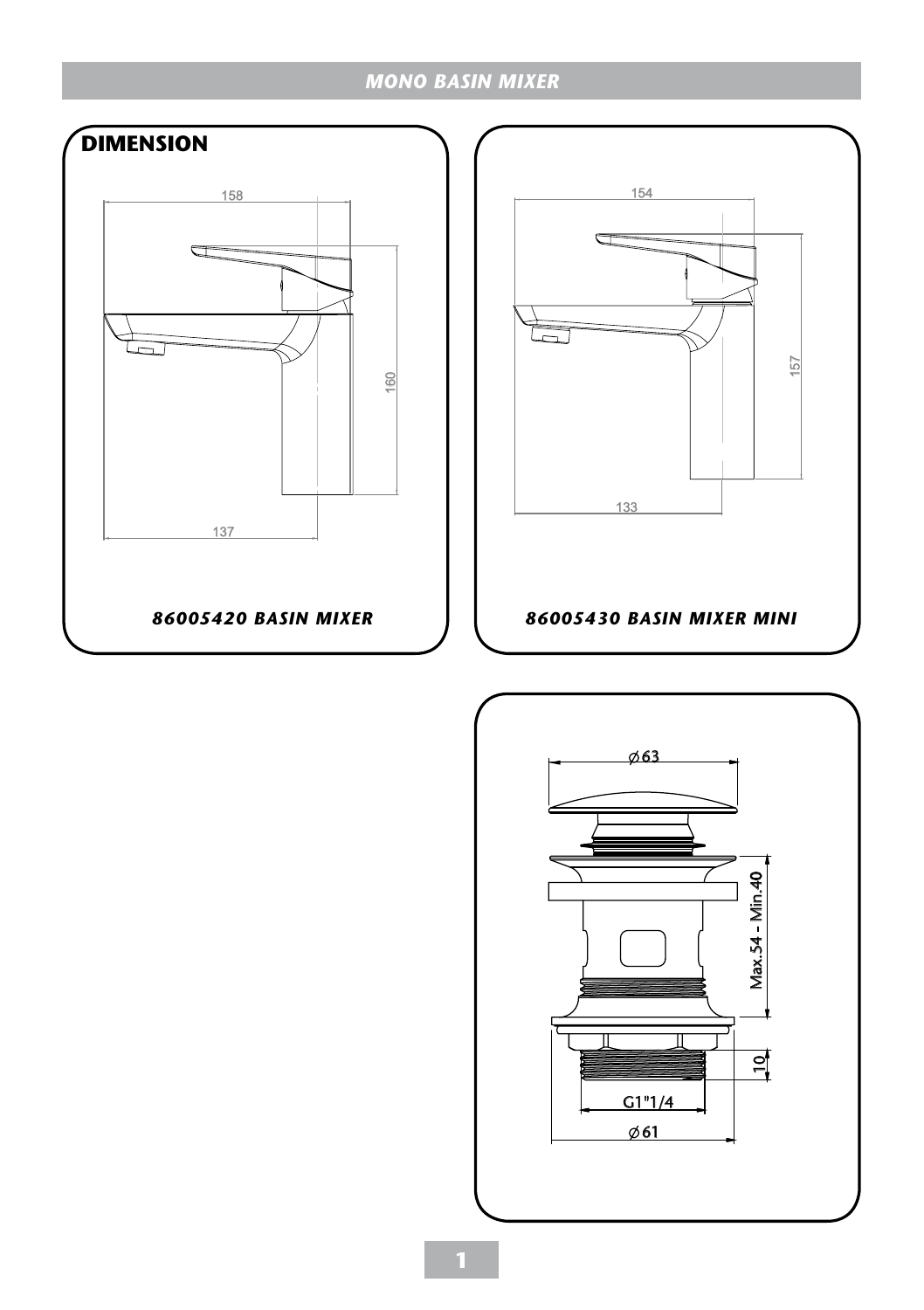## MONO BASIN MIXER

### DIMENSION

158

160

137

*86005420 BASIN MIXER*

154

157

133

*86005430 BASIN MIXER MINI*

∅63

Max.54 - Min.40

10

G1"1/4

∅61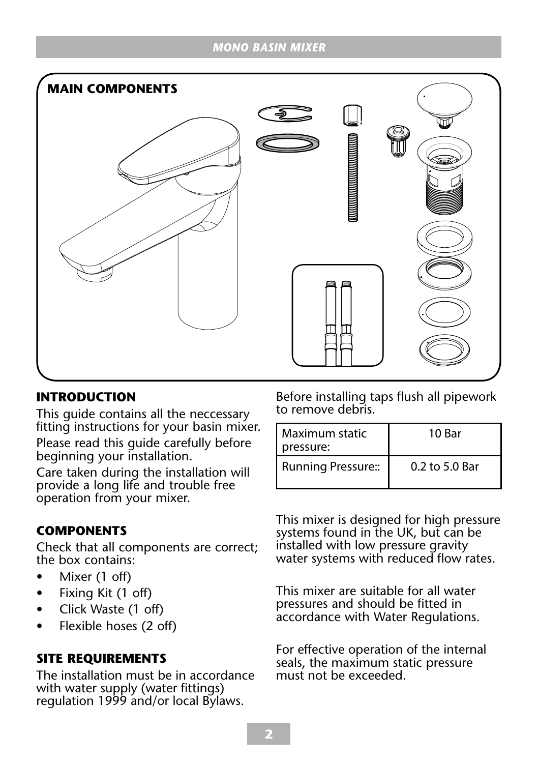## MAIN COMPONENTS

## INTRODUCTION

This guide contains all the neccessary fitting instructions for your basin mixer.

Please read this guide carefully before beginning your installation.

Care taken during the installation will provide a long life and trouble free operation from your mixer.

## COMPONENTS

Check that all components are correct; the box contains:

- Mixer (1 off)
- Fixing Kit (1 off)
- Click Waste (1 off)
- Flexible hoses (2 off)

## SITE REQUIREMENTS

The installation must be in accordance with water supply (water fittings) regulation 1999 and/or local Bylaws.

Before installing taps flush all pipework to remove debris.

| | |
|---|---|
| Maximum static pressure: | 10 Bar |
| Running Pressure:: | 0.2 to 5.0 Bar |

This mixer is designed for high pressure systems found in the UK, but can be installed with low pressure gravity water systems with reduced flow rates.

This mixer are suitable for all water pressures and should be fitted in accordance with Water Regulations.

For effective operation of the internal seals, the maximum static pressure must not be exceeded.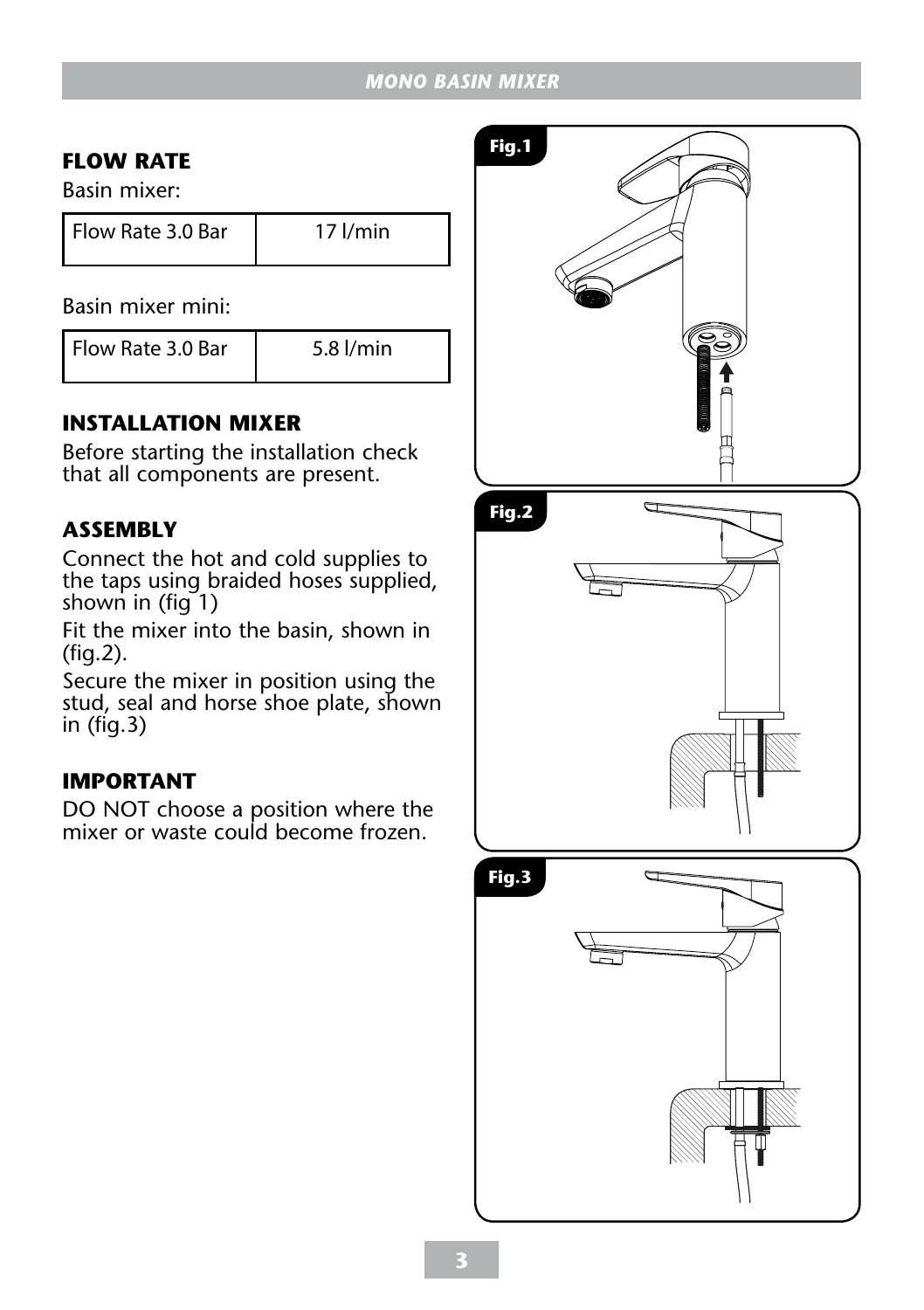## FLOW RATE

Basin mixer:

| | |
|---|---|
| Flow Rate 3.0 Bar | 17 l/min |

Basin mixer mini:

| | |
|---|---|
| Flow Rate 3.0 Bar | 5.8 l/min |

## INSTALLATION MIXER

Before starting the installation check that all components are present.

## ASSEMBLY

Connect the hot and cold supplies to the taps using braided hoses supplied, shown in (fig 1)

Fit the mixer into the basin, shown in (fig.2).

Secure the mixer in position using the stud, seal and horse shoe plate, shown in (fig.3)

## IMPORTANT

DO NOT choose a position where the mixer or waste could become frozen.

Fig.1

Fig.2

Fig.3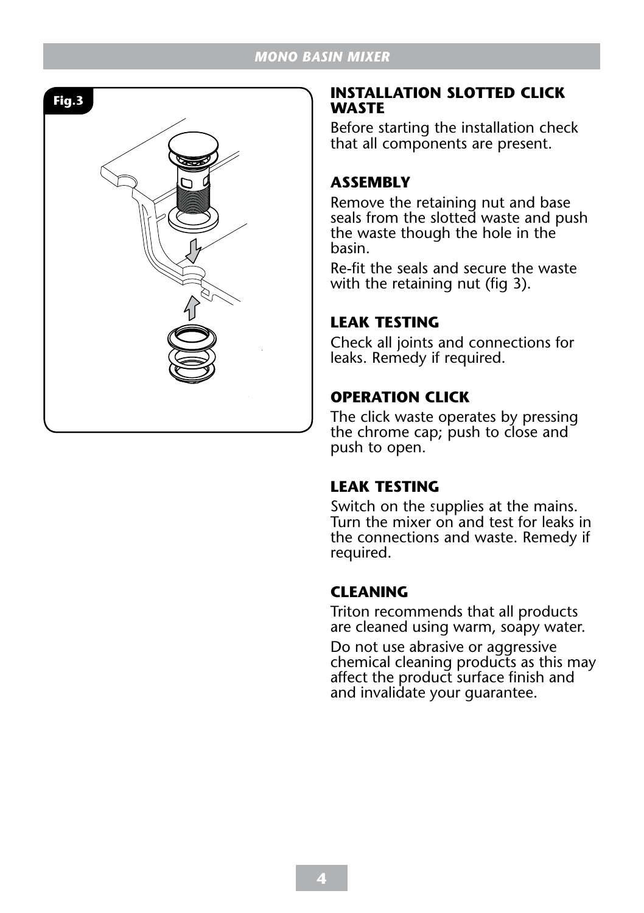Fig.3

## INSTALLATION SLOTTED CLICK WASTE

Before starting the installation check that all components are present.

### ASSEMBLY

Remove the retaining nut and base seals from the slotted waste and push the waste though the hole in the basin.

Re-fit the seals and secure the waste with the retaining nut (fig 3).

### LEAK TESTING

Check all joints and connections for leaks. Remedy if required.

### OPERATION CLICK

The click waste operates by pressing the chrome cap; push to close and push to open.

### LEAK TESTING

Switch on the supplies at the mains. Turn the mixer on and test for leaks in the connections and waste. Remedy if required.

### CLEANING

Triton recommends that all products are cleaned using warm, soapy water.

Do not use abrasive or aggressive chemical cleaning products as this may affect the product surface finish and and invalidate your guarantee.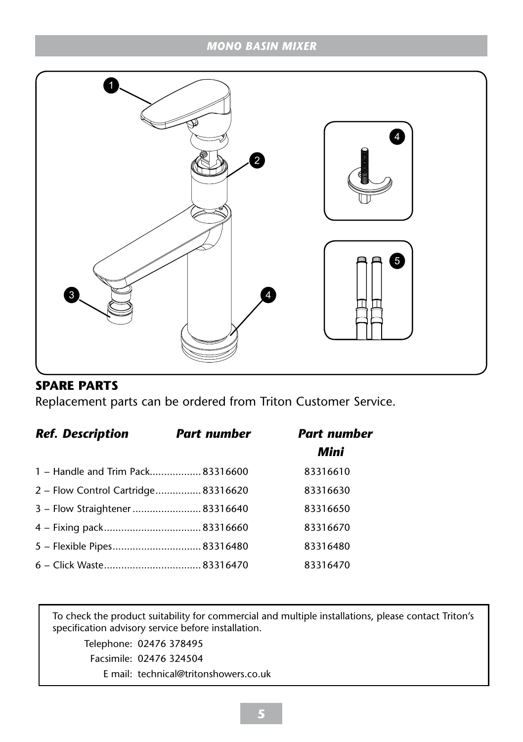## MONO BASIN MIXER

1
2
3
4
4
5

## SPARE PARTS

Replacement parts can be ordered from Triton Customer Service.

| *Ref. Description* | *Part number* | *Part number Mini* |
|---|---|---|
| 1 – Handle and Trim Pack | 83316600 | 83316610 |
| 2 – Flow Control Cartridge | 83316620 | 83316630 |
| 3 – Flow Straightener | 83316640 | 83316650 |
| 4 – Fixing pack | 83316660 | 83316670 |
| 5 – Flexible Pipes | 83316480 | 83316480 |
| 6 – Click Waste | 83316470 | 83316470 |

To check the product suitability for commercial and multiple installations, please contact Triton's specification advisory service before installation.

Telephone: 02476 378495
Facsimile: 02476 324504
E mail: technical@tritonshowers.co.uk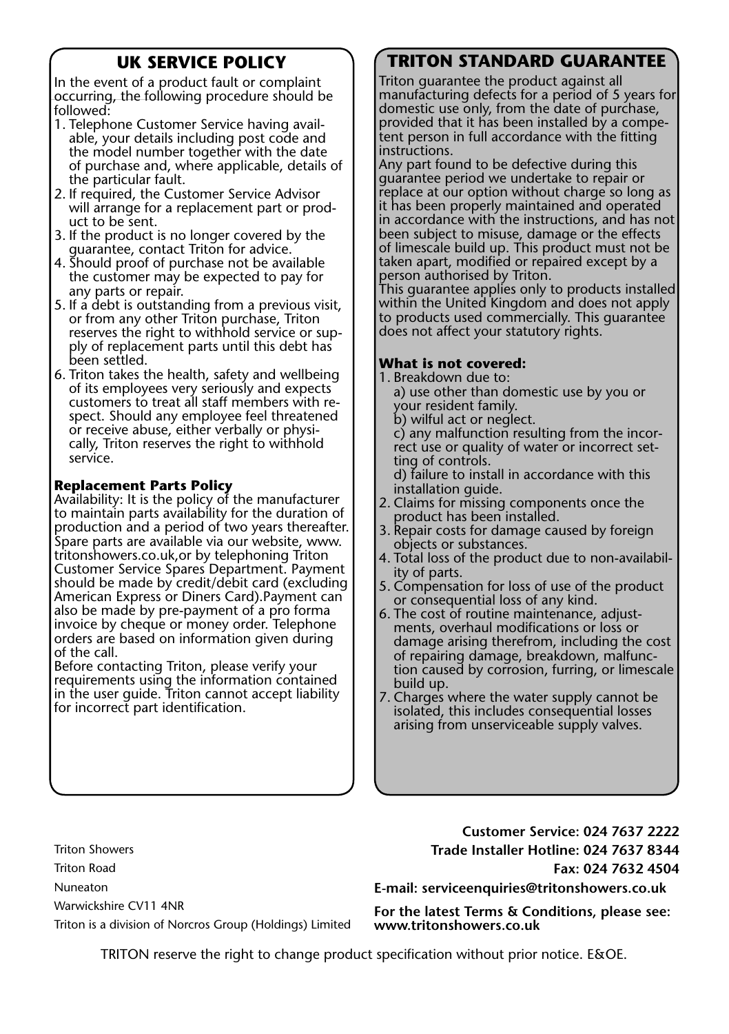## UK SERVICE POLICY

In the event of a product fault or complaint occurring, the following procedure should be followed:

1. Telephone Customer Service having available, your details including post code and the model number together with the date of purchase and, where applicable, details of the particular fault.
2. If required, the Customer Service Advisor will arrange for a replacement part or product to be sent.
3. If the product is no longer covered by the guarantee, contact Triton for advice.
4. Should proof of purchase not be available the customer may be expected to pay for any parts or repair.
5. If a debt is outstanding from a previous visit, or from any other Triton purchase, Triton reserves the right to withhold service or supply of replacement parts until this debt has been settled.
6. Triton takes the health, safety and wellbeing of its employees very seriously and expects customers to treat all staff members with respect. Should any employee feel threatened or receive abuse, either verbally or physically, Triton reserves the right to withhold service.

**Replacement Parts Policy**

Availability: It is the policy of the manufacturer to maintain parts availability for the duration of production and a period of two years thereafter. Spare parts are available via our website, www.tritonshowers.co.uk,or by telephoning Triton Customer Service Spares Department. Payment should be made by credit/debit card (excluding American Express or Diners Card).Payment can also be made by pre-payment of a pro forma invoice by cheque or money order. Telephone orders are based on information given during of the call.

Before contacting Triton, please verify your requirements using the information contained in the user guide. Triton cannot accept liability for incorrect part identification.

## TRITON STANDARD GUARANTEE

Triton guarantee the product against all manufacturing defects for a period of 5 years for domestic use only, from the date of purchase, provided that it has been installed by a competent person in full accordance with the fitting instructions.

Any part found to be defective during this guarantee period we undertake to repair or replace at our option without charge so long as it has been properly maintained and operated in accordance with the instructions, and has not been subject to misuse, damage or the effects of limescale build up. This product must not be taken apart, modified or repaired except by a person authorised by Triton.

This guarantee applies only to products installed within the United Kingdom and does not apply to products used commercially. This guarantee does not affect your statutory rights.

**What is not covered:**

1. Breakdown due to:
   a) use other than domestic use by you or your resident family.
   b) wilful act or neglect.
   c) any malfunction resulting from the incorrect use or quality of water or incorrect setting of controls.
   d) failure to install in accordance with this installation guide.
2. Claims for missing components once the product has been installed.
3. Repair costs for damage caused by foreign objects or substances.
4. Total loss of the product due to non-availability of parts.
5. Compensation for loss of use of the product or consequential loss of any kind.
6. The cost of routine maintenance, adjustments, overhaul modifications or loss or damage arising therefrom, including the cost of repairing damage, breakdown, malfunction caused by corrosion, furring, or limescale build up.
7. Charges where the water supply cannot be isolated, this includes consequential losses arising from unserviceable supply valves.

Triton Showers
Triton Road
Nuneaton
Warwickshire CV11 4NR
Triton is a division of Norcros Group (Holdings) Limited

**Customer Service: 024 7637 2222**
**Trade Installer Hotline: 024 7637 8344**
**Fax: 024 7632 4504**
**E-mail: serviceenquiries@tritonshowers.co.uk**

**For the latest Terms & Conditions, please see: www.tritonshowers.co.uk**

TRITON reserve the right to change product specification without prior notice. E&OE.